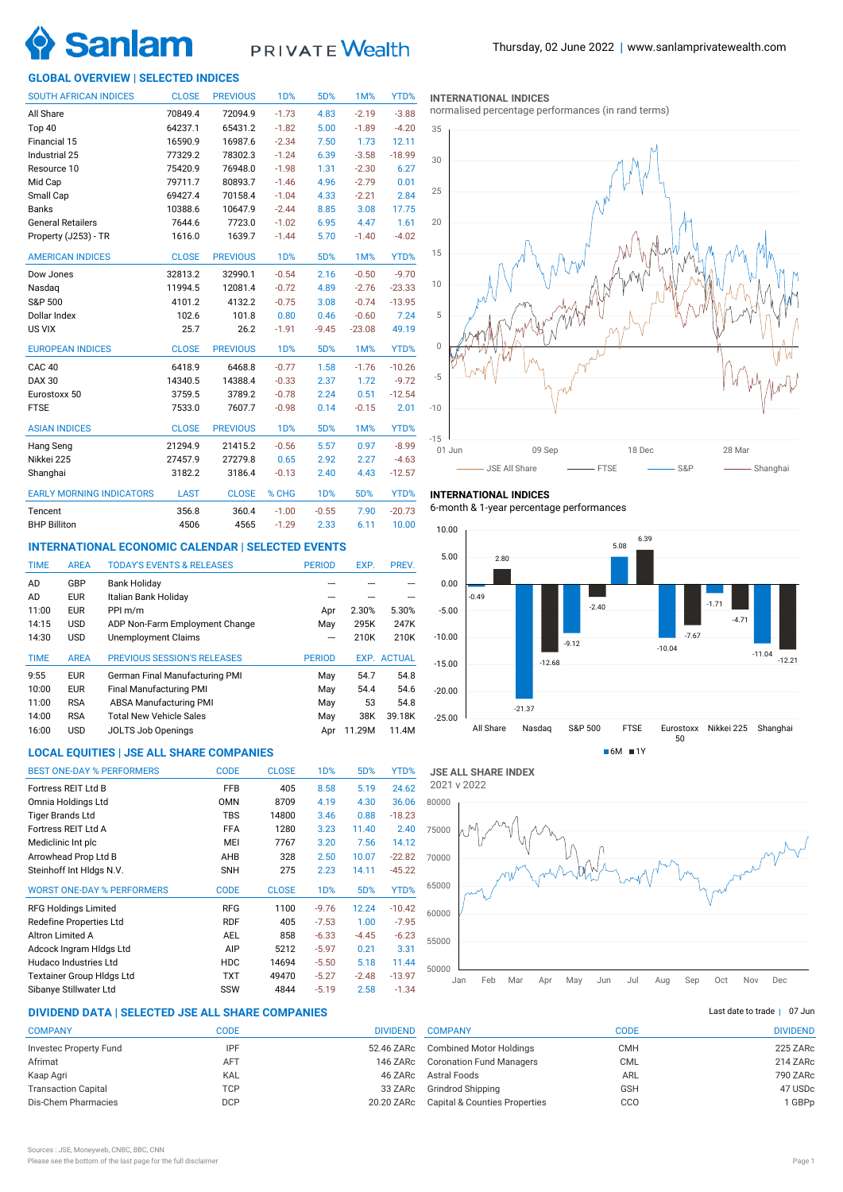Thursday, 02 June 2022 | www.sanlamprivatewealth.com

## GLOBAL OVERVIEW | SELECTED INDICES

| SOUTH AFRICAN INDICES | CLOSE | PREVIOUS | 1D% | 5D% | 1M% | YTD% |
|---|---|---|---|---|---|---|
| All Share | 70849.4 | 72094.9 | -1.73 | 4.83 | -2.19 | -3.88 |
| Top 40 | 64237.1 | 65431.2 | -1.82 | 5.00 | -1.89 | -4.20 |
| Financial 15 | 16590.9 | 16987.6 | -2.34 | 7.50 | 1.73 | 12.11 |
| Industrial 25 | 77329.2 | 78302.3 | -1.24 | 6.39 | -3.58 | -18.99 |
| Resource 10 | 75420.9 | 76948.0 | -1.98 | 1.31 | -2.30 | 6.27 |
| Mid Cap | 79711.7 | 80893.7 | -1.46 | 4.96 | -2.79 | 0.01 |
| Small Cap | 69427.4 | 70158.4 | -1.04 | 4.33 | -2.21 | 2.84 |
| Banks | 10388.6 | 10647.9 | -2.44 | 8.85 | 3.08 | 17.75 |
| General Retailers | 7644.6 | 7723.0 | -1.02 | 6.95 | 4.47 | 1.61 |
| Property (J253) - TR | 1616.0 | 1639.7 | -1.44 | 5.70 | -1.40 | -4.02 |

| AMERICAN INDICES | CLOSE | PREVIOUS | 1D% | 5D% | 1M% | YTD% |
|---|---|---|---|---|---|---|
| Dow Jones | 32813.2 | 32990.1 | -0.54 | 2.16 | -0.50 | -9.70 |
| Nasdaq | 11994.5 | 12081.4 | -0.72 | 4.89 | -2.76 | -23.33 |
| S&P 500 | 4101.2 | 4132.2 | -0.75 | 3.08 | -0.74 | -13.95 |
| Dollar Index | 102.6 | 101.8 | 0.80 | 0.46 | -0.60 | 7.24 |
| US VIX | 25.7 | 26.2 | -1.91 | -9.45 | -23.08 | 49.19 |

| EUROPEAN INDICES | CLOSE | PREVIOUS | 1D% | 5D% | 1M% | YTD% |
|---|---|---|---|---|---|---|
| CAC 40 | 6418.9 | 6468.8 | -0.77 | 1.58 | -1.76 | -10.26 |
| DAX 30 | 14340.5 | 14388.4 | -0.33 | 2.37 | 1.72 | -9.72 |
| Eurostoxx 50 | 3759.5 | 3789.2 | -0.78 | 2.24 | 0.51 | -12.54 |
| FTSE | 7533.0 | 7607.7 | -0.98 | 0.14 | -0.15 | 2.01 |

| ASIAN INDICES | CLOSE | PREVIOUS | 1D% | 5D% | 1M% | YTD% |
|---|---|---|---|---|---|---|
| Hang Seng | 21294.9 | 21415.2 | -0.56 | 5.57 | 0.97 | -8.99 |
| Nikkei 225 | 27457.9 | 27279.8 | 0.65 | 2.92 | 2.27 | -4.63 |
| Shanghai | 3182.2 | 3186.4 | -0.13 | 2.40 | 4.43 | -12.57 |

| EARLY MORNING INDICATORS | LAST | CLOSE | % CHG | 1D% | 5D% | YTD% |
|---|---|---|---|---|---|---|
| Tencent | 356.8 | 360.4 | -1.00 | -0.55 | 7.90 | -20.73 |
| BHP Billiton | 4506 | 4565 | -1.29 | 2.33 | 6.11 | 10.00 |

### INTERNATIONAL INDICES
normalised percentage performances (in rand terms)

### INTERNATIONAL INDICES
6-month & 1-year percentage performances

| Index | 6M | 1Y |
|---|---|---|
| All Share | -0.49 | 2.80 |
| Nasdaq | -21.37 | -12.68 |
| S&P 500 | -9.12 | -2.40 |
| FTSE | 5.08 | 6.39 |
| Eurostoxx 50 | -10.04 | -7.67 |
| Nikkei 225 | -1.71 | -4.71 |
| Shanghai | -11.04 | -12.21 |

## INTERNATIONAL ECONOMIC CALENDAR | SELECTED EVENTS

| TIME | AREA | TODAY'S EVENTS & RELEASES | PERIOD | EXP. | PREV. |
|---|---|---|---|---|---|
| AD | GBP | Bank Holiday | --- | --- | --- |
| AD | EUR | Italian Bank Holiday | --- | --- | --- |
| 11:00 | EUR | PPI m/m | Apr | 2.30% | 5.30% |
| 14:15 | USD | ADP Non-Farm Employment Change | May | 295K | 247K |
| 14:30 | USD | Unemployment Claims | --- | 210K | 210K |

| TIME | AREA | PREVIOUS SESSION'S RELEASES | PERIOD | EXP. | ACTUAL |
|---|---|---|---|---|---|
| 9:55 | EUR | German Final Manufacturing PMI | May | 54.7 | 54.8 |
| 10:00 | EUR | Final Manufacturing PMI | May | 54.4 | 54.6 |
| 11:00 | RSA | ABSA Manufacturing PMI | May | 53 | 54.8 |
| 14:00 | RSA | Total New Vehicle Sales | May | 38K | 39.18K |
| 16:00 | USD | JOLTS Job Openings | Apr | 11.29M | 11.4M |

## LOCAL EQUITIES | JSE ALL SHARE COMPANIES

| BEST ONE-DAY % PERFORMERS | CODE | CLOSE | 1D% | 5D% | YTD% |
|---|---|---|---|---|---|
| Fortress REIT Ltd B | FFB | 405 | 8.58 | 5.19 | 24.62 |
| Omnia Holdings Ltd | OMN | 8709 | 4.19 | 4.30 | 36.06 |
| Tiger Brands Ltd | TBS | 14800 | 3.46 | 0.88 | -18.23 |
| Fortress REIT Ltd A | FFA | 1280 | 3.23 | 11.40 | 2.40 |
| Mediclinic Int plc | MEI | 7767 | 3.20 | 7.56 | 14.12 |
| Arrowhead Prop Ltd B | AHB | 328 | 2.50 | 10.07 | -22.82 |
| Steinhoff Int Hldgs N.V. | SNH | 275 | 2.23 | 14.11 | -45.22 |

| WORST ONE-DAY % PERFORMERS | CODE | CLOSE | 1D% | 5D% | YTD% |
|---|---|---|---|---|---|
| RFG Holdings Limited | RFG | 1100 | -9.76 | 12.24 | -10.42 |
| Redefine Properties Ltd | RDF | 405 | -7.53 | 1.00 | -7.95 |
| Altron Limited A | AEL | 858 | -6.33 | -4.45 | -6.23 |
| Adcock Ingram Hldgs Ltd | AIP | 5212 | -5.97 | 0.21 | 3.31 |
| Hudaco Industries Ltd | HDC | 14694 | -5.50 | 5.18 | 11.44 |
| Textainer Group Hldgs Ltd | TXT | 49470 | -5.27 | -2.48 | -13.97 |
| Sibanye Stillwater Ltd | SSW | 4844 | -5.19 | 2.58 | -1.34 |

### JSE ALL SHARE INDEX
2021 v 2022

## DIVIDEND DATA | SELECTED JSE ALL SHARE COMPANIES

Last date to trade | 07 Jun

| COMPANY | CODE | DIVIDEND |
|---|---|---|
| Investec Property Fund | IPF | 52.46 ZARc |
| Afrimat | AFT | 146 ZARc |
| Kaap Agri | KAL | 46 ZARc |
| Transaction Capital | TCP | 33 ZARc |
| Dis-Chem Pharmacies | DCP | 20.20 ZARc |
| Combined Motor Holdings | CMH | 225 ZARc |
| Coronation Fund Managers | CML | 214 ZARc |
| Astral Foods | ARL | 790 ZARc |
| Grindrod Shipping | GSH | 47 USDc |
| Capital & Counties Properties | CCO | 1 GBPp |

Sources : JSE, Moneyweb, CNBC, BBC, CNN
Please see the bottom of the last page for the full disclaimer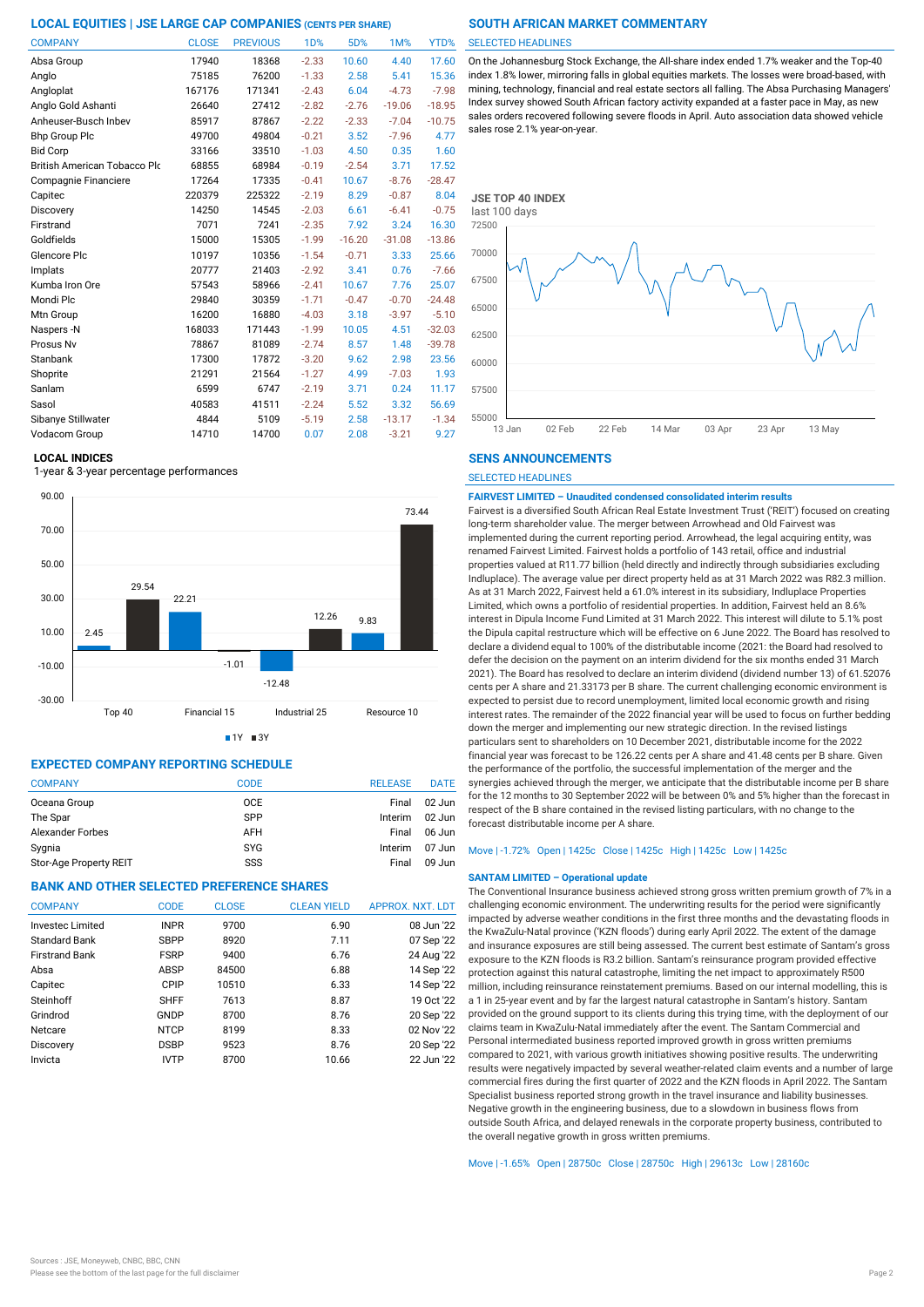## LOCAL EQUITIES | JSE LARGE CAP COMPANIES (CENTS PER SHARE)

| COMPANY | CLOSE | PREVIOUS | 1D% | 5D% | 1M% | YTD% |
|---|---|---|---|---|---|---|
| Absa Group | 17940 | 18368 | -2.33 | 10.60 | 4.40 | 17.60 |
| Anglo | 75185 | 76200 | -1.33 | 2.58 | 5.41 | 15.36 |
| Angloplat | 167176 | 171341 | -2.43 | 6.04 | -4.73 | -7.98 |
| Anglo Gold Ashanti | 26640 | 27412 | -2.82 | -2.76 | -19.06 | -18.95 |
| Anheuser-Busch Inbev | 85917 | 87867 | -2.22 | -2.33 | -7.04 | -10.75 |
| Bhp Group Plc | 49700 | 49804 | -0.21 | 3.52 | -7.96 | 4.77 |
| Bid Corp | 33166 | 33510 | -1.03 | 4.50 | 0.35 | 1.60 |
| British American Tobacco Plc | 68855 | 68984 | -0.19 | -2.54 | 3.71 | 17.52 |
| Compagnie Financiere | 17264 | 17335 | -0.41 | 10.67 | -8.76 | -28.47 |
| Capitec | 220379 | 225322 | -2.19 | 8.29 | -0.87 | 8.04 |
| Discovery | 14250 | 14545 | -2.03 | 6.61 | -6.41 | -0.75 |
| Firstrand | 7071 | 7241 | -2.35 | 7.92 | 3.24 | 16.30 |
| Goldfields | 15000 | 15305 | -1.99 | -16.20 | -31.08 | -13.86 |
| Glencore Plc | 10197 | 10356 | -1.54 | -0.71 | 3.33 | 25.66 |
| Implats | 20777 | 21403 | -2.92 | 3.41 | 0.76 | -7.66 |
| Kumba Iron Ore | 57543 | 58966 | -2.41 | 10.67 | 7.76 | 25.07 |
| Mondi Plc | 29840 | 30359 | -1.71 | -0.47 | -0.70 | -24.48 |
| Mtn Group | 16200 | 16880 | -4.03 | 3.18 | -3.97 | -5.10 |
| Naspers -N | 168033 | 171443 | -1.99 | 10.05 | 4.51 | -32.03 |
| Prosus Nv | 78867 | 81089 | -2.74 | 8.57 | 1.48 | -39.78 |
| Stanbank | 17300 | 17872 | -3.20 | 9.62 | 2.98 | 23.56 |
| Shoprite | 21291 | 21564 | -1.27 | 4.99 | -7.03 | 1.93 |
| Sanlam | 6599 | 6747 | -2.19 | 3.71 | 0.24 | 11.17 |
| Sasol | 40583 | 41511 | -2.24 | 5.52 | 3.32 | 56.69 |
| Sibanye Stillwater | 4844 | 5109 | -5.19 | 2.58 | -13.17 | -1.34 |
| Vodacom Group | 14710 | 14700 | 0.07 | 2.08 | -3.21 | 9.27 |

### LOCAL INDICES

1-year & 3-year percentage performances

| Index | 1Y | 3Y |
|---|---|---|
| Top 40 | 2.45 | 29.54 |
| Financial 15 | 22.21 | -1.01 |
| Industrial 25 | -12.48 | 12.26 |
| Resource 10 | 9.83 | 73.44 |

## EXPECTED COMPANY REPORTING SCHEDULE

| COMPANY | CODE | RELEASE | DATE |
|---|---|---|---|
| Oceana Group | OCE | Final | 02 Jun |
| The Spar | SPP | Interim | 02 Jun |
| Alexander Forbes | AFH | Final | 06 Jun |
| Sygnia | SYG | Interim | 07 Jun |
| Stor-Age Property REIT | SSS | Final | 09 Jun |

## BANK AND OTHER SELECTED PREFERENCE SHARES

| COMPANY | CODE | CLOSE | CLEAN YIELD | APPROX. NXT. LDT |
|---|---|---|---|---|
| Investec Limited | INPR | 9700 | 6.90 | 08 Jun '22 |
| Standard Bank | SBPP | 8920 | 7.11 | 07 Sep '22 |
| Firstrand Bank | FSRP | 9400 | 6.76 | 24 Aug '22 |
| Absa | ABSP | 84500 | 6.88 | 14 Sep '22 |
| Capitec | CPIP | 10510 | 6.33 | 14 Sep '22 |
| Steinhoff | SHFF | 7613 | 8.87 | 19 Oct '22 |
| Grindrod | GNDP | 8700 | 8.76 | 20 Sep '22 |
| Netcare | NTCP | 8199 | 8.33 | 02 Nov '22 |
| Discovery | DSBP | 9523 | 8.76 | 20 Sep '22 |
| Invicta | IVTP | 8700 | 10.66 | 22 Jun '22 |

## SOUTH AFRICAN MARKET COMMENTARY

SELECTED HEADLINES

On the Johannesburg Stock Exchange, the All-share index ended 1.7% weaker and the Top-40 index 1.8% lower, mirroring falls in global equities markets. The losses were broad-based, with mining, technology, financial and real estate sectors all falling. The Absa Purchasing Managers' Index survey showed South African factory activity expanded at a faster pace in May, as new sales orders recovered following severe floods in April. Auto association data showed vehicle sales rose 2.1% year-on-year.

### JSE TOP 40 INDEX

last 100 days

## SENS ANNOUNCEMENTS

SELECTED HEADLINES

**FAIRVEST LIMITED – Unaudited condensed consolidated interim results**

Fairvest is a diversified South African Real Estate Investment Trust ('REIT') focused on creating long-term shareholder value. The merger between Arrowhead and Old Fairvest was implemented during the current reporting period. Arrowhead, the legal acquiring entity, was renamed Fairvest Limited. Fairvest holds a portfolio of 143 retail, office and industrial properties valued at R11.77 billion (held directly and indirectly through subsidiaries excluding Indluplace). The average value per direct property held as at 31 March 2022 was R82.3 million. As at 31 March 2022, Fairvest held a 61.0% interest in its subsidiary, Indluplace Properties Limited, which owns a portfolio of residential properties. In addition, Fairvest held an 8.6% interest in Dipula Income Fund Limited at 31 March 2022. This interest will dilute to 5.1% post the Dipula capital restructure which will be effective on 6 June 2022. The Board has resolved to declare a dividend equal to 100% of the distributable income (2021: the Board had resolved to defer the decision on the payment on an interim dividend for the six months ended 31 March 2021). The Board has resolved to declare an interim dividend (dividend number 13) of 61.52076 cents per A share and 21.33173 per B share. The current challenging economic environment is expected to persist due to record unemployment, limited local economic growth and rising interest rates. The remainder of the 2022 financial year will be used to focus on further bedding down the merger and implementing our new strategic direction. In the revised listings particulars sent to shareholders on 10 December 2021, distributable income for the 2022 financial year was forecast to be 126.22 cents per A share and 41.48 cents per B share. Given the performance of the portfolio, the successful implementation of the merger and the synergies achieved through the merger, we anticipate that the distributable income per B share for the 12 months to 30 September 2022 will be between 0% and 5% higher than the forecast in respect of the B share contained in the revised listing particulars, with no change to the forecast distributable income per A share.

Move | -1.72% Open | 1425c Close | 1425c High | 1425c Low | 1425c

**SANTAM LIMITED – Operational update**

The Conventional Insurance business achieved strong gross written premium growth of 7% in a challenging economic environment. The underwriting results for the period were significantly impacted by adverse weather conditions in the first three months and the devastating floods in the KwaZulu-Natal province ('KZN floods') during early April 2022. The extent of the damage and insurance exposures are still being assessed. The current best estimate of Santam's gross exposure to the KZN floods is R3.2 billion. Santam's reinsurance program provided effective protection against this natural catastrophe, limiting the net impact to approximately R500 million, including reinsurance reinstatement premiums. Based on our internal modelling, this is a 1 in 25-year event and by far the largest natural catastrophe in Santam's history. Santam provided on the ground support to its clients during this trying time, with the deployment of our claims team in KwaZulu-Natal immediately after the event. The Santam Commercial and Personal intermediated business reported improved growth in gross written premiums compared to 2021, with various growth initiatives showing positive results. The underwriting results were negatively impacted by several weather-related claim events and a number of large commercial fires during the first quarter of 2022 and the KZN floods in April 2022. The Santam Specialist business reported strong growth in the travel insurance and liability businesses. Negative growth in the engineering business, due to a slowdown in business flows from outside South Africa, and delayed renewals in the corporate property business, contributed to the overall negative growth in gross written premiums.

Move | -1.65% Open | 28750c Close | 28750c High | 29613c Low | 28160c

Sources : JSE, Moneyweb, CNBC, BBC, CNN

Please see the bottom of the last page for the full disclaimer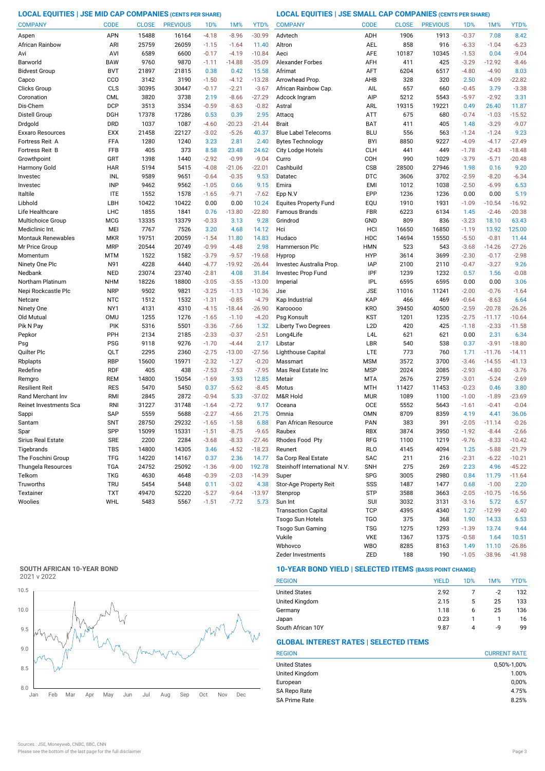## LOCAL EQUITIES | JSE MID CAP COMPANIES (CENTS PER SHARE)

| COMPANY | CODE | CLOSE | PREVIOUS | 1D% | 1M% | YTD% |
|---|---|---|---|---|---|---|
| Aspen | APN | 15488 | 16164 | -4.18 | -8.96 | -30.99 |
| African Rainbow | ARI | 25759 | 26059 | -1.15 | -1.64 | 11.40 |
| Avi | AVI | 6589 | 6600 | -0.17 | -4.19 | -10.84 |
| Barworld | BAW | 9760 | 9870 | -1.11 | -14.88 | -35.09 |
| Bidvest Group | BVT | 21897 | 21815 | 0.38 | 0.42 | 15.58 |
| Capco | CCO | 3142 | 3190 | -1.50 | -4.12 | -13.28 |
| Clicks Group | CLS | 30395 | 30447 | -0.17 | -2.21 | -3.67 |
| Coronation | CML | 3820 | 3738 | 2.19 | -8.66 | -27.29 |
| Dis-Chem | DCP | 3513 | 3534 | -0.59 | -8.63 | -0.82 |
| Distell Group | DGH | 17378 | 17286 | 0.53 | 0.39 | 2.95 |
| Drdgold | DRD | 1037 | 1087 | -4.60 | -20.23 | -21.44 |
| Exxaro Resources | EXX | 21458 | 22127 | -3.02 | -5.26 | 40.37 |
| Fortress Reit A | FFA | 1280 | 1240 | 3.23 | 2.81 | 2.40 |
| Fortress Reit B | FFB | 405 | 373 | 8.58 | 23.48 | 24.62 |
| Growthpoint | GRT | 1398 | 1440 | -2.92 | -0.99 | -9.04 |
| Harmony Gold | HAR | 5194 | 5415 | -4.08 | -21.06 | -22.01 |
| Investec | INL | 9589 | 9651 | -0.64 | -0.35 | 9.53 |
| Investec | INP | 9462 | 9562 | -1.05 | 0.66 | 9.15 |
| Italtile | ITE | 1552 | 1578 | -1.65 | -9.71 | -7.62 |
| Libhold | LBH | 10422 | 10422 | 0.00 | 0.00 | 10.24 |
| Life Healthcare | LHC | 1855 | 1841 | 0.76 | -13.80 | -22.80 |
| Multichoice Group | MCG | 13335 | 13379 | -0.33 | 3.13 | 9.28 |
| Mediclinic Int. | MEI | 7767 | 7526 | 3.20 | 4.68 | 14.12 |
| Montauk Renewables | MKR | 19751 | 20059 | -1.54 | 11.80 | 14.83 |
| Mr Price Group | MRP | 20544 | 20749 | -0.99 | -4.48 | 2.98 |
| Momentum | MTM | 1522 | 1582 | -3.79 | -9.57 | -19.68 |
| Ninety One Plc | N91 | 4228 | 4440 | -4.77 | -19.92 | -26.44 |
| Nedbank | NED | 23074 | 23740 | -2.81 | 4.08 | 31.84 |
| Northam Platinum | NHM | 18226 | 18800 | -3.05 | -3.55 | -13.00 |
| Nepi Rockcastle Plc | NRP | 9502 | 9821 | -3.25 | -1.13 | -10.36 |
| Netcare | NTC | 1512 | 1532 | -1.31 | -0.85 | -4.79 |
| Ninety One | NY1 | 4131 | 4310 | -4.15 | -18.44 | -26.90 |
| Old Mutual | OMU | 1255 | 1276 | -1.65 | -1.10 | -4.20 |
| Pik N Pay | PIK | 5316 | 5501 | -3.36 | -7.66 | 1.32 |
| Pepkor | PPH | 2134 | 2185 | -2.33 | -0.37 | -2.51 |
| Psg | PSG | 9118 | 9276 | -1.70 | -4.44 | 2.17 |
| Quilter Plc | QLT | 2295 | 2360 | -2.75 | -13.00 | -27.56 |
| Rbplapts | RBP | 15600 | 15971 | -2.32 | -1.27 | -0.20 |
| Redefine | RDF | 405 | 438 | -7.53 | -7.53 | -7.95 |
| Remgro | REM | 14800 | 15054 | -1.69 | 3.93 | 12.85 |
| Resilient Reit | RES | 5470 | 5450 | 0.37 | -5.62 | -8.45 |
| Rand Merchant Inv | RMI | 2845 | 2872 | -0.94 | 5.33 | -37.02 |
| Reinet Investments Sca | RNI | 31227 | 31748 | -1.64 | -2.72 | 9.17 |
| Sappi | SAP | 5559 | 5688 | -2.27 | -4.66 | 21.75 |
| Santam | SNT | 28750 | 29232 | -1.65 | -1.58 | 6.88 |
| Spar | SPP | 15099 | 15331 | -1.51 | -8.75 | -9.65 |
| Sirius Real Estate | SRE | 2200 | 2284 | -3.68 | -8.33 | -27.46 |
| Tigebrands | TBS | 14800 | 14305 | 3.46 | -4.52 | -18.23 |
| The Foschini Group | TFG | 14220 | 14167 | 0.37 | 2.36 | 14.77 |
| Thungela Resources | TGA | 24752 | 25092 | -1.36 | -9.00 | 192.78 |
| Telkom | TKG | 4630 | 4648 | -0.39 | -2.03 | -14.39 |
| Truworths | TRU | 5454 | 5448 | 0.11 | -3.02 | 4.38 |
| Textainer | TXT | 49470 | 52220 | -5.27 | -9.64 | -13.97 |
| Woolies | WHL | 5483 | 5567 | -1.51 | -7.72 | 5.73 |

## LOCAL EQUITIES | JSE SMALL CAP COMPANIES (CENTS PER SHARE)

| COMPANY | CODE | CLOSE | PREVIOUS | 1D% | 1M% | YTD% |
|---|---|---|---|---|---|---|
| Advtech | ADH | 1906 | 1913 | -0.37 | 7.08 | 8.42 |
| Altron | AEL | 858 | 916 | -6.33 | -1.04 | -6.23 |
| Aeci | AFE | 10187 | 10345 | -1.53 | 0.04 | -9.04 |
| Alexander Forbes | AFH | 411 | 425 | -3.29 | -12.92 | -8.46 |
| Afrimat | AFT | 6204 | 6517 | -4.80 | -4.90 | 8.03 |
| Arrowhead Prop. | AHB | 328 | 320 | 2.50 | -4.09 | -22.82 |
| African Rainbow Cap. | AIL | 657 | 660 | -0.45 | 3.79 | -3.38 |
| Adcock Ingram | AIP | 5212 | 5543 | -5.97 | -2.92 | 3.31 |
| Astral | ARL | 19315 | 19221 | 0.49 | 26.40 | 11.87 |
| Attacq | ATT | 675 | 680 | -0.74 | -1.03 | -15.52 |
| Brait | BAT | 411 | 405 | 1.48 | -3.29 | -9.07 |
| Blue Label Telecoms | BLU | 556 | 563 | -1.24 | -1.24 | 9.23 |
| Bytes Technology | BYI | 8850 | 9227 | -4.09 | -4.17 | -27.49 |
| City Lodge Hotels | CLH | 441 | 449 | -1.78 | -2.43 | -18.48 |
| Curro | COH | 990 | 1029 | -3.79 | -5.71 | -20.48 |
| Cashbuild | CSB | 28500 | 27946 | 1.98 | 0.16 | 9.20 |
| Datatec | DTC | 3606 | 3702 | -2.59 | -8.20 | -6.34 |
| Emira | EMI | 1012 | 1038 | -2.50 | -6.99 | 6.53 |
| Epp N.V | EPP | 1236 | 1236 | 0.00 | 0.00 | 5.19 |
| Equites Property Fund | EQU | 1910 | 1931 | -1.09 | -10.54 | -16.92 |
| Famous Brands | FBR | 6223 | 6134 | 1.45 | -2.46 | -20.38 |
| Grindrod | GND | 809 | 836 | -3.23 | 18.10 | 63.43 |
| Hci | HCI | 16650 | 16850 | -1.19 | 13.92 | 125.00 |
| Hudaco | HDC | 14694 | 15550 | -5.50 | -0.81 | 11.44 |
| Hammerson Plc | HMN | 523 | 543 | -3.68 | -14.26 | -27.26 |
| Hyprop | HYP | 3614 | 3699 | -2.30 | -0.17 | -2.98 |
| Investec Australia Prop. | IAP | 2100 | 2110 | -0.47 | -3.27 | 9.26 |
| Investec Prop Fund | IPF | 1239 | 1232 | 0.57 | 1.56 | -0.08 |
| Imperial | IPL | 6595 | 6595 | 0.00 | 0.00 | 3.06 |
| Jse | JSE | 11016 | 11241 | -2.00 | -0.76 | -1.64 |
| Kap Industrial | KAP | 466 | 469 | -0.64 | -8.63 | 6.64 |
| Karooooo | KRO | 39450 | 40500 | -2.59 | -20.78 | -26.26 |
| Psg Konsult | KST | 1201 | 1235 | -2.75 | -11.17 | -10.64 |
| Liberty Two Degrees | L2D | 420 | 425 | -1.18 | -2.33 | -11.58 |
| Long4Life | L4L | 621 | 621 | 0.00 | 2.31 | 6.34 |
| Libstar | LBR | 540 | 538 | 0.37 | -3.91 | -18.80 |
| Lighthouse Capital | LTE | 773 | 760 | 1.71 | -11.76 | -14.11 |
| Massmart | MSM | 3572 | 3700 | -3.46 | -14.55 | -41.13 |
| Mas Real Estate Inc | MSP | 2024 | 2085 | -2.93 | -4.80 | -3.76 |
| Metair | MTA | 2676 | 2759 | -3.01 | -5.24 | -2.69 |
| Motus | MTH | 11427 | 11453 | -0.23 | 0.46 | 3.80 |
| M&R Hold | MUR | 1089 | 1100 | -1.00 | -1.89 | -23.69 |
| Oceana | OCE | 5552 | 5643 | -1.61 | -0.41 | -0.04 |
| Omnia | OMN | 8709 | 8359 | 4.19 | 4.41 | 36.06 |
| Pan African Resource | PAN | 383 | 391 | -2.05 | -11.14 | -0.26 |
| Raubex | RBX | 3874 | 3950 | -1.92 | -8.44 | -2.66 |
| Rhodes Food Pty | RFG | 1100 | 1219 | -9.76 | -8.33 | -10.42 |
| Reunert | RLO | 4145 | 4094 | 1.25 | -5.88 | -21.79 |
| Sa Corp Real Estate | SAC | 211 | 216 | -2.31 | -6.22 | -10.21 |
| Steinhoff International N.V. | SNH | 275 | 269 | 2.23 | 4.96 | -45.22 |
| Super | SPG | 3005 | 2980 | 0.84 | 11.79 | -11.64 |
| Stor-Age Property Reit | SSS | 1487 | 1477 | 0.68 | -1.00 | 2.20 |
| Stenprop | STP | 3588 | 3663 | -2.05 | -10.75 | -16.56 |
| Sun Int | SUI | 3032 | 3131 | -3.16 | 5.72 | 6.57 |
| Transaction Capital | TCP | 4395 | 4340 | 1.27 | -12.99 | -2.40 |
| Tsogo Sun Hotels | TGO | 375 | 368 | 1.90 | 14.33 | 6.53 |
| Tsogo Sun Gaming | TSG | 1275 | 1293 | -1.39 | 13.74 | 9.44 |
| Vukile | VKE | 1367 | 1375 | -0.58 | 1.64 | 10.51 |
| Wbhovco | WBO | 8285 | 8163 | 1.49 | 11.10 | -26.86 |
| Zeder Investments | ZED | 188 | 190 | -1.05 | -38.96 | -41.98 |

## SOUTH AFRICAN 10-YEAR BOND

2021 v 2022

## 10-YEAR BOND YIELD | SELECTED ITEMS (BASIS POINT CHANGE)

| REGION | YIELD | 1D% | 1M% | YTD% |
|---|---|---|---|---|
| United States | 2.92 | 7 | -2 | 132 |
| United Kingdom | 2.15 | 5 | 25 | 133 |
| Germany | 1.18 | 6 | 25 | 136 |
| Japan | 0.23 | 1 | 1 | 16 |
| South African 10Y | 9.87 | 4 | -9 | 99 |

## GLOBAL INTEREST RATES | SELECTED ITEMS

| REGION | CURRENT RATE |
|---|---|
| United States | 0,50%-1,00% |
| United Kingdom | 1.00% |
| European | 0,00% |
| SA Repo Rate | 4.75% |
| SA Prime Rate | 8.25% |

Sources : JSE, Moneyweb, CNBC, BBC, CNN

Please see the bottom of the last page for the full disclaimer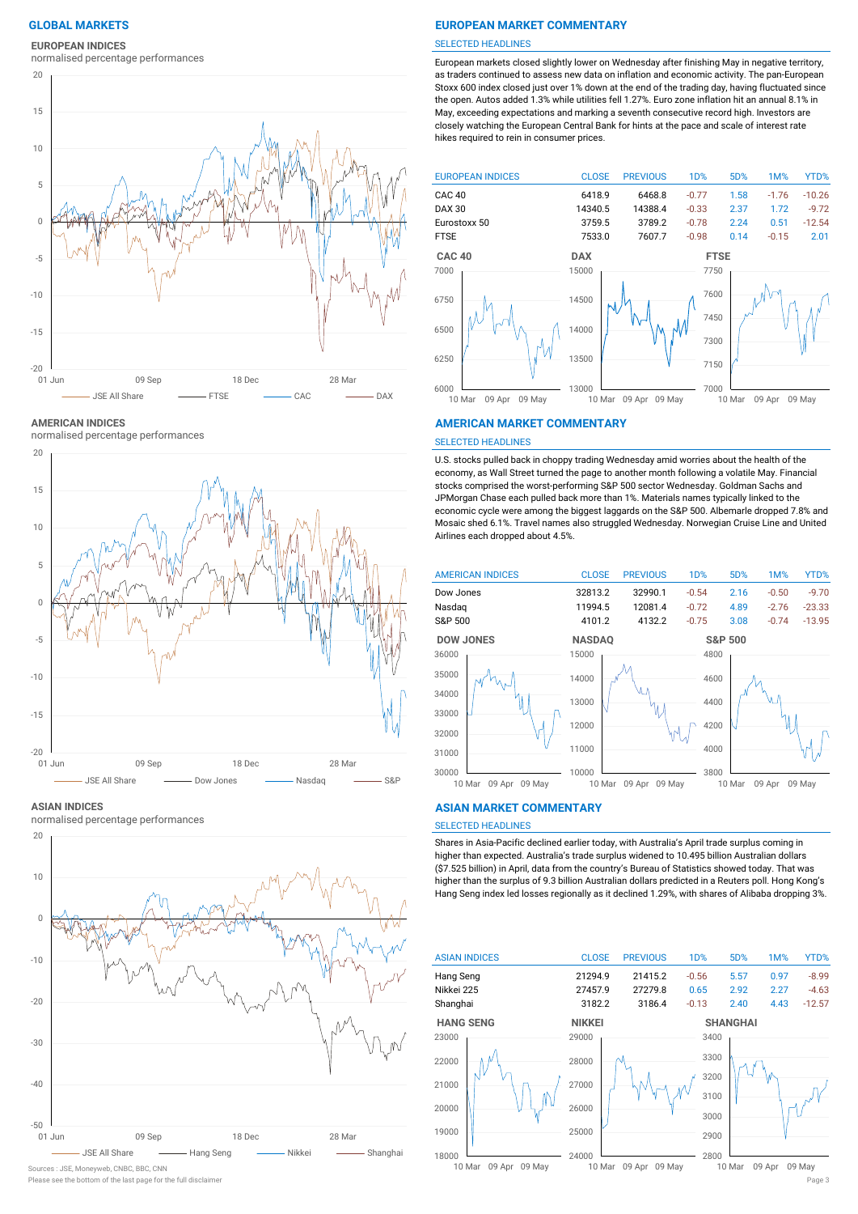## GLOBAL MARKETS

### EUROPEAN INDICES
normalised percentage performances

JSE All Share — FTSE — CAC — DAX

### AMERICAN INDICES
normalised percentage performances

JSE All Share — Dow Jones — Nasdaq — S&P

### ASIAN INDICES
normalised percentage performances

JSE All Share — Hang Seng — Nikkei — Shanghai

Sources : JSE, Moneyweb, CNBC, BBC, CNN

Please see the bottom of the last page for the full disclaimer

## EUROPEAN MARKET COMMENTARY

SELECTED HEADLINES

European markets closed slightly lower on Wednesday after finishing May in negative territory, as traders continued to assess new data on inflation and economic activity. The pan-European Stoxx 600 index closed just over 1% down at the end of the trading day, having fluctuated since the open. Autos added 1.3% while utilities fell 1.27%. Euro zone inflation hit an annual 8.1% in May, exceeding expectations and marking a seventh consecutive record high. Investors are closely watching the European Central Bank for hints at the pace and scale of interest rate hikes required to rein in consumer prices.

| EUROPEAN INDICES | CLOSE | PREVIOUS | 1D% | 5D% | 1M% | YTD% |
|---|---|---|---|---|---|---|
| CAC 40 | 6418.9 | 6468.8 | -0.77 | 1.58 | -1.76 | -10.26 |
| DAX 30 | 14340.5 | 14388.4 | -0.33 | 2.37 | 1.72 | -9.72 |
| Eurostoxx 50 | 3759.5 | 3789.2 | -0.78 | 2.24 | 0.51 | -12.54 |
| FTSE | 7533.0 | 7607.7 | -0.98 | 0.14 | -0.15 | 2.01 |

CAC 40 — DAX — FTSE

## AMERICAN MARKET COMMENTARY

SELECTED HEADLINES

U.S. stocks pulled back in choppy trading Wednesday amid worries about the health of the economy, as Wall Street turned the page to another month following a volatile May. Financial stocks comprised the worst-performing S&P 500 sector Wednesday. Goldman Sachs and JPMorgan Chase each pulled back more than 1%. Materials names typically linked to the economic cycle were among the biggest laggards on the S&P 500. Albemarle dropped 7.8% and Mosaic shed 6.1%. Travel names also struggled Wednesday. Norwegian Cruise Line and United Airlines each dropped about 4.5%.

| AMERICAN INDICES | CLOSE | PREVIOUS | 1D% | 5D% | 1M% | YTD% |
|---|---|---|---|---|---|---|
| Dow Jones | 32813.2 | 32990.1 | -0.54 | 2.16 | -0.50 | -9.70 |
| Nasdaq | 11994.5 | 12081.4 | -0.72 | 4.89 | -2.76 | -23.33 |
| S&P 500 | 4101.2 | 4132.2 | -0.75 | 3.08 | -0.74 | -13.95 |

DOW JONES — NASDAQ — S&P 500

## ASIAN MARKET COMMENTARY

SELECTED HEADLINES

Shares in Asia-Pacific declined earlier today, with Australia's April trade surplus coming in higher than expected. Australia's trade surplus widened to 10.495 billion Australian dollars ($7.525 billion) in April, data from the country's Bureau of Statistics showed today. That was higher than the surplus of 9.3 billion Australian dollars predicted in a Reuters poll. Hong Kong's Hang Seng index led losses regionally as it declined 1.29%, with shares of Alibaba dropping 3%.

| ASIAN INDICES | CLOSE | PREVIOUS | 1D% | 5D% | 1M% | YTD% |
|---|---|---|---|---|---|---|
| Hang Seng | 21294.9 | 21415.2 | -0.56 | 5.57 | 0.97 | -8.99 |
| Nikkei 225 | 27457.9 | 27279.8 | 0.65 | 2.92 | 2.27 | -4.63 |
| Shanghai | 3182.2 | 3186.4 | -0.13 | 2.40 | 4.43 | -12.57 |

HANG SENG — NIKKEI — SHANGHAI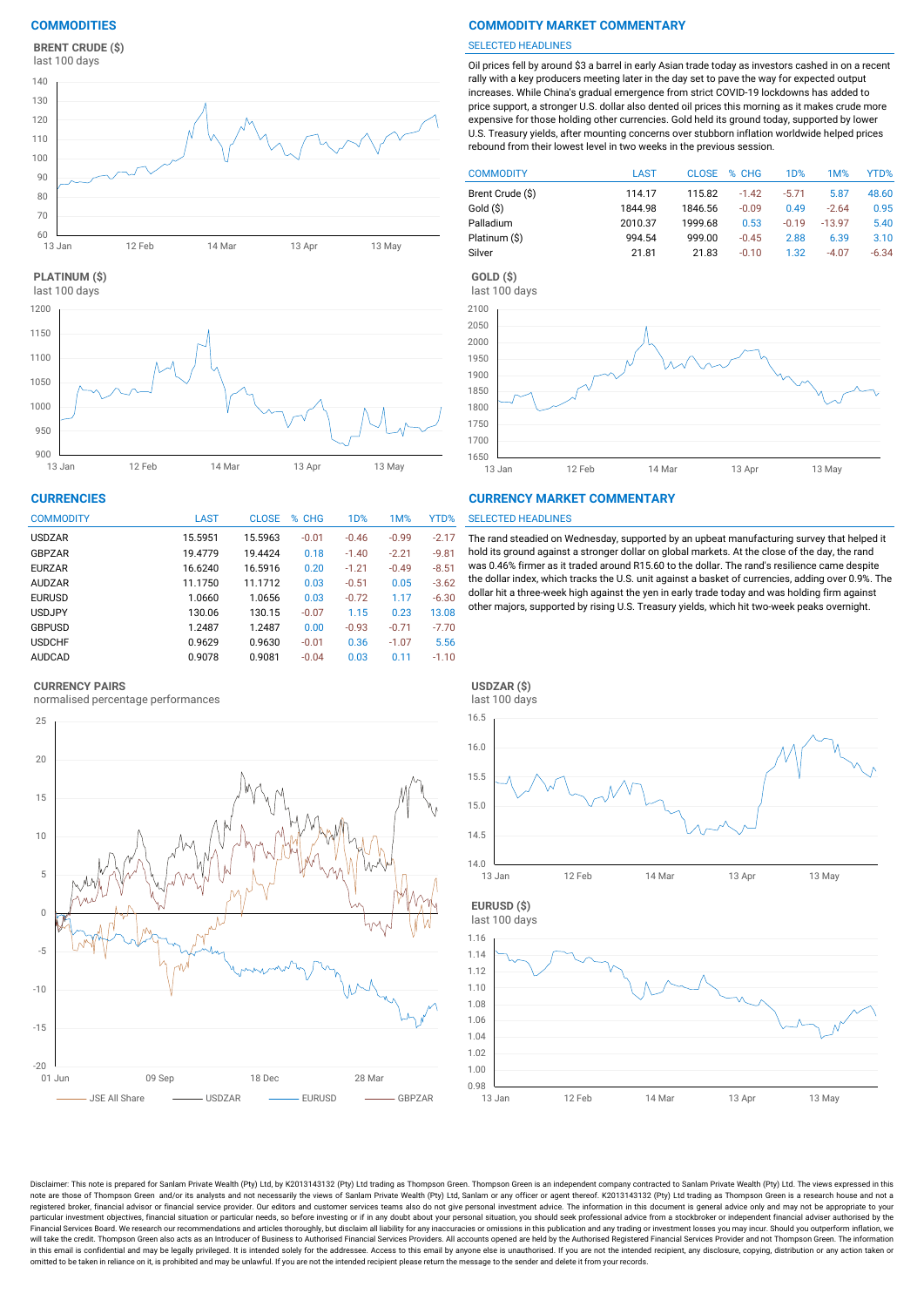## COMMODITIES

**BRENT CRUDE ($)**
last 100 days

140
130
120
110
100
90
80
70
60
13 Jan
12 Feb
14 Mar
13 Apr
13 May

**PLATINUM ($)**
last 100 days

1200
1150
1100
1050
1000
950
900
13 Jan
12 Feb
14 Mar
13 Apr
13 May

## COMMODITY MARKET COMMENTARY

SELECTED HEADLINES

Oil prices fell by around $3 a barrel in early Asian trade today as investors cashed in on a recent rally with a key producers meeting later in the day set to pave the way for expected output increases. While China's gradual emergence from strict COVID-19 lockdowns has added to price support, a stronger U.S. dollar also dented oil prices this morning as it makes crude more expensive for those holding other currencies. Gold held its ground today, supported by lower U.S. Treasury yields, after mounting concerns over stubborn inflation worldwide helped prices rebound from their lowest level in two weeks in the previous session.

| COMMODITY | LAST | CLOSE | % CHG | 1D% | 1M% | YTD% |
|---|---|---|---|---|---|---|
| Brent Crude ($) | 114.17 | 115.82 | -1.42 | -5.71 | 5.87 | 48.60 |
| Gold ($) | 1844.98 | 1846.56 | -0.09 | 0.49 | -2.64 | 0.95 |
| Palladium | 2010.37 | 1999.68 | 0.53 | -0.19 | -13.97 | 5.40 |
| Platinum ($) | 994.54 | 999.00 | -0.45 | 2.88 | 6.39 | 3.10 |
| Silver | 21.81 | 21.83 | -0.10 | 1.32 | -4.07 | -6.34 |

**GOLD ($)**
last 100 days

2100
2050
2000
1950
1900
1850
1800
1750
1700
1650
13 Jan
12 Feb
14 Mar
13 Apr
13 May

## CURRENCIES

| COMMODITY | LAST | CLOSE | % CHG | 1D% | 1M% | YTD% |
|---|---|---|---|---|---|---|
| USDZAR | 15.5951 | 15.5963 | -0.01 | -0.46 | -0.99 | -2.17 |
| GBPZAR | 19.4779 | 19.4424 | 0.18 | -1.40 | -2.21 | -9.81 |
| EURZAR | 16.6240 | 16.5916 | 0.20 | -1.21 | -0.49 | -8.51 |
| AUDZAR | 11.1750 | 11.1712 | 0.03 | -0.51 | 0.05 | -3.62 |
| EURUSD | 1.0660 | 1.0656 | 0.03 | -0.72 | 1.17 | -6.30 |
| USDJPY | 130.06 | 130.15 | -0.07 | 1.15 | 0.23 | 13.08 |
| GBPUSD | 1.2487 | 1.2487 | 0.00 | -0.93 | -0.71 | -7.70 |
| USDCHF | 0.9629 | 0.9630 | -0.01 | 0.36 | -1.07 | 5.56 |
| AUDCAD | 0.9078 | 0.9081 | -0.04 | 0.03 | 0.11 | -1.10 |

## CURRENCY MARKET COMMENTARY

SELECTED HEADLINES

The rand steadied on Wednesday, supported by an upbeat manufacturing survey that helped it hold its ground against a stronger dollar on global markets. At the close of the day, the rand was 0.46% firmer as it traded around R15.60 to the dollar. The rand's resilience came despite the dollar index, which tracks the U.S. unit against a basket of currencies, adding over 0.9%. The dollar hit a three-week high against the yen in early trade today and was holding firm against other majors, supported by rising U.S. Treasury yields, which hit two-week peaks overnight.

**CURRENCY PAIRS**
normalised percentage performances

25
20
15
10
5
0
-5
-10
-15
-20
01 Jun
09 Sep
18 Dec
28 Mar
JSE All Share
USDZAR
EURUSD
GBPZAR

**USDZAR ($)**
last 100 days

16.5
16.0
15.5
15.0
14.5
14.0
13 Jan
12 Feb
14 Mar
13 Apr
13 May

**EURUSD ($)**
last 100 days

1.16
1.14
1.12
1.10
1.08
1.06
1.04
1.02
1.00
0.98
13 Jan
12 Feb
14 Mar
13 Apr
13 May

Disclaimer: This note is prepared for Sanlam Private Wealth (Pty) Ltd, by K2013143132 (Pty) Ltd trading as Thompson Green. Thompson Green is an independent company contracted to Sanlam Private Wealth (Pty) Ltd. The views expressed in this note are those of Thompson Green and/or its analysts and not necessarily the views of Sanlam Private Wealth (Pty) Ltd, Sanlam or any officer or agent thereof. K2013143132 (Pty) Ltd trading as Thompson Green is a research house and not a registered broker, financial advisor or financial service provider. Our editors and customer services teams also do not give personal investment advice. The information in this document is general advice only and may not be appropriate to your particular investment objectives, financial situation or particular needs, so before investing or if in any doubt about your personal situation, you should seek professional advice from a stockbroker or independent financial adviser authorised by the Financial Services Board. We research our recommendations and articles thoroughly, but disclaim all liability for any inaccuracies or omissions in this publication and any trading or investment losses you may incur. Should you outperform inflation, we will take the credit. Thompson Green also acts as an Introducer of Business to Authorised Financial Services Providers. All accounts opened are held by the Authorised Registered Financial Services Provider and not Thompson Green. The information in this email is confidential and may be legally privileged. It is intended solely for the addressee. Access to this email by anyone else is unauthorised. If you are not the intended recipient, any disclosure, copying, distribution or any action taken or omitted to be taken in reliance on it, is prohibited and may be unlawful. If you are not the intended recipient please return the message to the sender and delete it from your records.